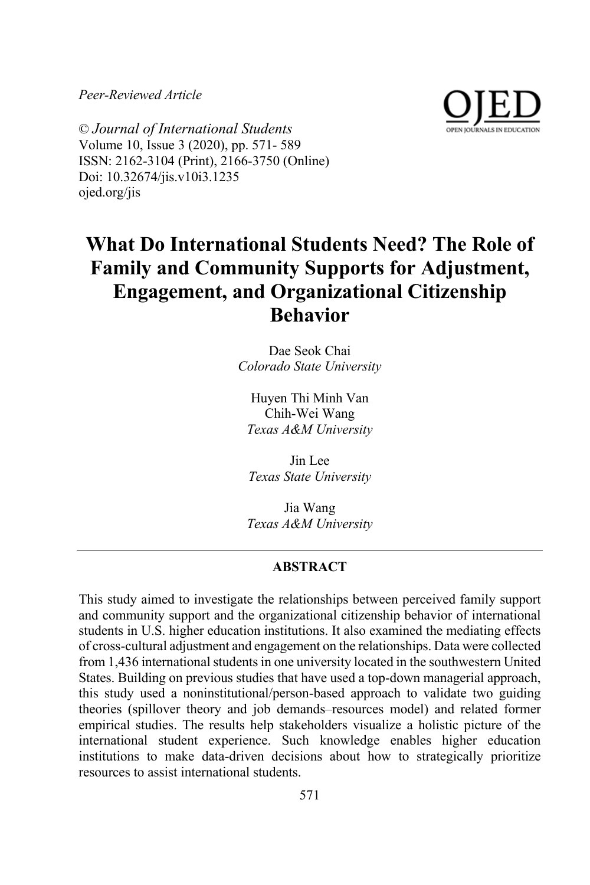*Peer-Reviewed Article*

© *Journal of International Students*
Volume 10, Issue 3 (2020), pp. 571- 589
ISSN: 2162-3104 (Print), 2166-3750 (Online)
Doi: 10.32674/jis.v10i3.1235
ojed.org/jis

# What Do International Students Need? The Role of Family and Community Supports for Adjustment, Engagement, and Organizational Citizenship Behavior

Dae Seok Chai
*Colorado State University*

Huyen Thi Minh Van
Chih-Wei Wang
*Texas A&M University*

Jin Lee
*Texas State University*

Jia Wang
*Texas A&M University*

## ABSTRACT

This study aimed to investigate the relationships between perceived family support and community support and the organizational citizenship behavior of international students in U.S. higher education institutions. It also examined the mediating effects of cross-cultural adjustment and engagement on the relationships. Data were collected from 1,436 international students in one university located in the southwestern United States. Building on previous studies that have used a top-down managerial approach, this study used a noninstitutional/person-based approach to validate two guiding theories (spillover theory and job demands–resources model) and related former empirical studies. The results help stakeholders visualize a holistic picture of the international student experience. Such knowledge enables higher education institutions to make data-driven decisions about how to strategically prioritize resources to assist international students.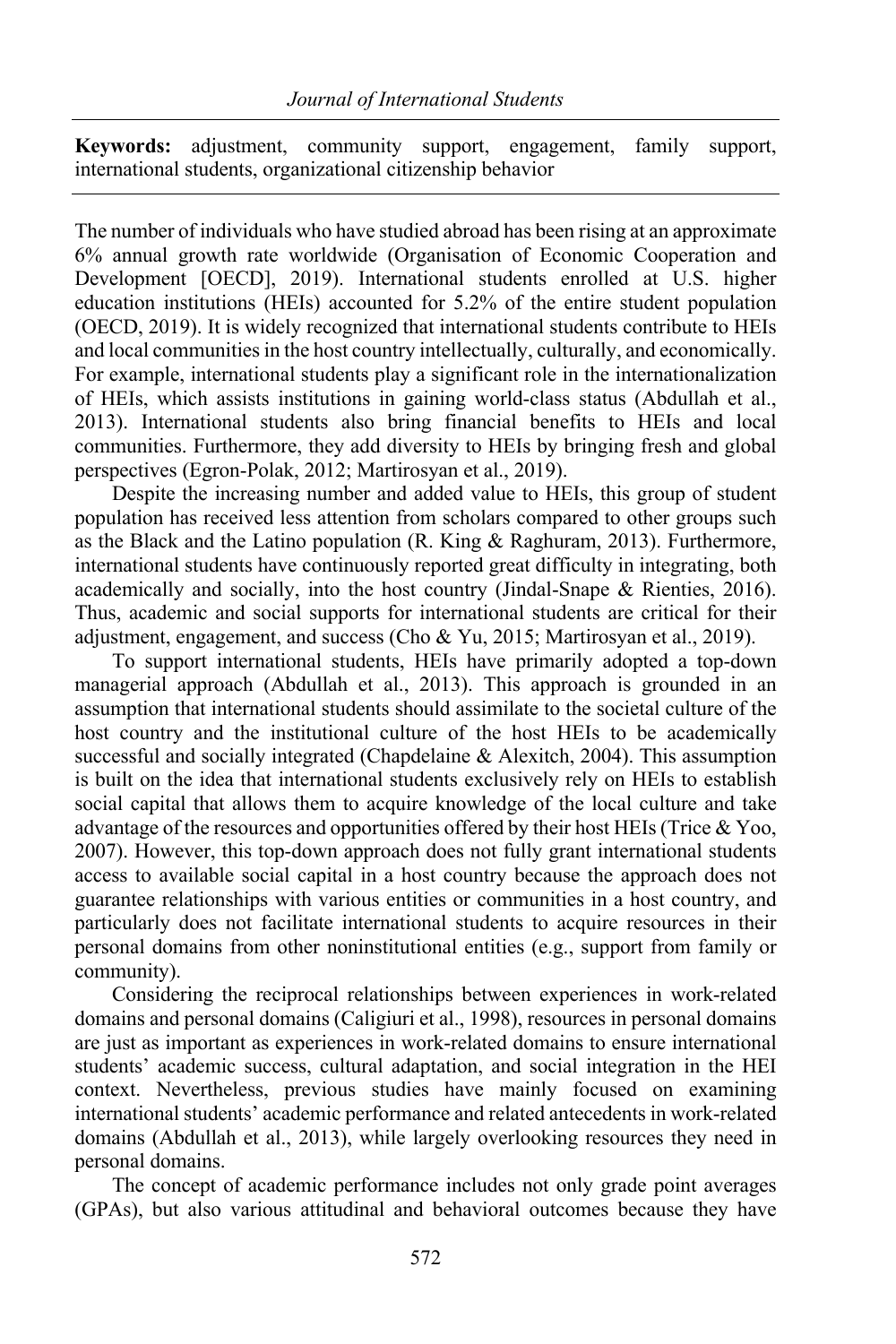**Keywords:** adjustment, community support, engagement, family support, international students, organizational citizenship behavior

The number of individuals who have studied abroad has been rising at an approximate 6% annual growth rate worldwide (Organisation of Economic Cooperation and Development [OECD], 2019). International students enrolled at U.S. higher education institutions (HEIs) accounted for 5.2% of the entire student population (OECD, 2019). It is widely recognized that international students contribute to HEIs and local communities in the host country intellectually, culturally, and economically. For example, international students play a significant role in the internationalization of HEIs, which assists institutions in gaining world-class status (Abdullah et al., 2013). International students also bring financial benefits to HEIs and local communities. Furthermore, they add diversity to HEIs by bringing fresh and global perspectives (Egron-Polak, 2012; Martirosyan et al., 2019).

Despite the increasing number and added value to HEIs, this group of student population has received less attention from scholars compared to other groups such as the Black and the Latino population (R. King & Raghuram, 2013). Furthermore, international students have continuously reported great difficulty in integrating, both academically and socially, into the host country (Jindal-Snape & Rienties, 2016). Thus, academic and social supports for international students are critical for their adjustment, engagement, and success (Cho & Yu, 2015; Martirosyan et al., 2019).

To support international students, HEIs have primarily adopted a top-down managerial approach (Abdullah et al., 2013). This approach is grounded in an assumption that international students should assimilate to the societal culture of the host country and the institutional culture of the host HEIs to be academically successful and socially integrated (Chapdelaine & Alexitch, 2004). This assumption is built on the idea that international students exclusively rely on HEIs to establish social capital that allows them to acquire knowledge of the local culture and take advantage of the resources and opportunities offered by their host HEIs (Trice & Yoo, 2007). However, this top-down approach does not fully grant international students access to available social capital in a host country because the approach does not guarantee relationships with various entities or communities in a host country, and particularly does not facilitate international students to acquire resources in their personal domains from other noninstitutional entities (e.g., support from family or community).

Considering the reciprocal relationships between experiences in work-related domains and personal domains (Caligiuri et al., 1998), resources in personal domains are just as important as experiences in work-related domains to ensure international students' academic success, cultural adaptation, and social integration in the HEI context. Nevertheless, previous studies have mainly focused on examining international students' academic performance and related antecedents in work-related domains (Abdullah et al., 2013), while largely overlooking resources they need in personal domains.

The concept of academic performance includes not only grade point averages (GPAs), but also various attitudinal and behavioral outcomes because they have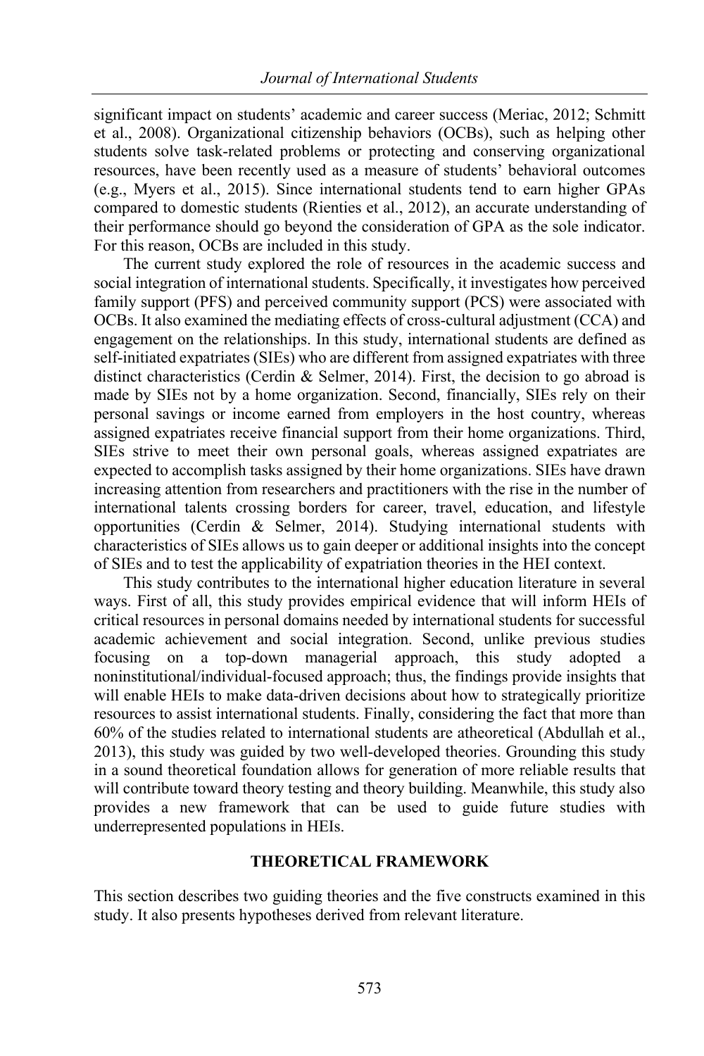significant impact on students' academic and career success (Meriac, 2012; Schmitt et al., 2008). Organizational citizenship behaviors (OCBs), such as helping other students solve task-related problems or protecting and conserving organizational resources, have been recently used as a measure of students' behavioral outcomes (e.g., Myers et al., 2015). Since international students tend to earn higher GPAs compared to domestic students (Rienties et al., 2012), an accurate understanding of their performance should go beyond the consideration of GPA as the sole indicator. For this reason, OCBs are included in this study.

The current study explored the role of resources in the academic success and social integration of international students. Specifically, it investigates how perceived family support (PFS) and perceived community support (PCS) were associated with OCBs. It also examined the mediating effects of cross-cultural adjustment (CCA) and engagement on the relationships. In this study, international students are defined as self-initiated expatriates (SIEs) who are different from assigned expatriates with three distinct characteristics (Cerdin & Selmer, 2014). First, the decision to go abroad is made by SIEs not by a home organization. Second, financially, SIEs rely on their personal savings or income earned from employers in the host country, whereas assigned expatriates receive financial support from their home organizations. Third, SIEs strive to meet their own personal goals, whereas assigned expatriates are expected to accomplish tasks assigned by their home organizations. SIEs have drawn increasing attention from researchers and practitioners with the rise in the number of international talents crossing borders for career, travel, education, and lifestyle opportunities (Cerdin & Selmer, 2014). Studying international students with characteristics of SIEs allows us to gain deeper or additional insights into the concept of SIEs and to test the applicability of expatriation theories in the HEI context.

This study contributes to the international higher education literature in several ways. First of all, this study provides empirical evidence that will inform HEIs of critical resources in personal domains needed by international students for successful academic achievement and social integration. Second, unlike previous studies focusing on a top-down managerial approach, this study adopted a noninstitutional/individual-focused approach; thus, the findings provide insights that will enable HEIs to make data-driven decisions about how to strategically prioritize resources to assist international students. Finally, considering the fact that more than 60% of the studies related to international students are atheoretical (Abdullah et al., 2013), this study was guided by two well-developed theories. Grounding this study in a sound theoretical foundation allows for generation of more reliable results that will contribute toward theory testing and theory building. Meanwhile, this study also provides a new framework that can be used to guide future studies with underrepresented populations in HEIs.

## THEORETICAL FRAMEWORK

This section describes two guiding theories and the five constructs examined in this study. It also presents hypotheses derived from relevant literature.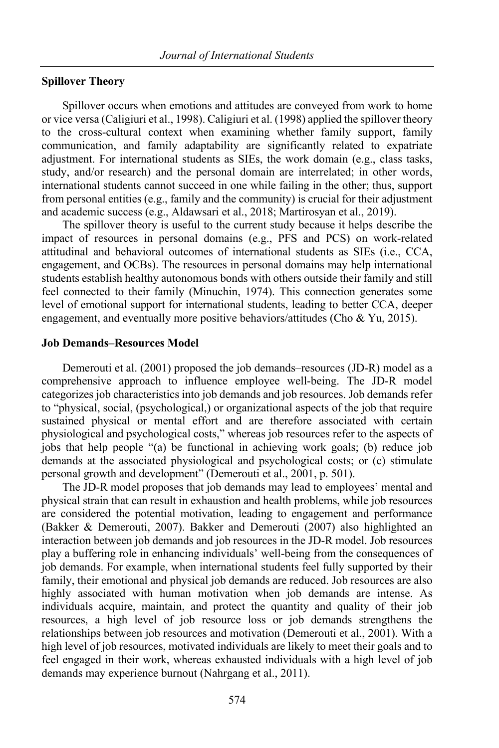### Spillover Theory

Spillover occurs when emotions and attitudes are conveyed from work to home or vice versa (Caligiuri et al., 1998). Caligiuri et al. (1998) applied the spillover theory to the cross-cultural context when examining whether family support, family communication, and family adaptability are significantly related to expatriate adjustment. For international students as SIEs, the work domain (e.g., class tasks, study, and/or research) and the personal domain are interrelated; in other words, international students cannot succeed in one while failing in the other; thus, support from personal entities (e.g., family and the community) is crucial for their adjustment and academic success (e.g., Aldawsari et al., 2018; Martirosyan et al., 2019).

The spillover theory is useful to the current study because it helps describe the impact of resources in personal domains (e.g., PFS and PCS) on work-related attitudinal and behavioral outcomes of international students as SIEs (i.e., CCA, engagement, and OCBs). The resources in personal domains may help international students establish healthy autonomous bonds with others outside their family and still feel connected to their family (Minuchin, 1974). This connection generates some level of emotional support for international students, leading to better CCA, deeper engagement, and eventually more positive behaviors/attitudes (Cho & Yu, 2015).

### Job Demands–Resources Model

Demerouti et al. (2001) proposed the job demands–resources (JD-R) model as a comprehensive approach to influence employee well-being. The JD-R model categorizes job characteristics into job demands and job resources. Job demands refer to "physical, social, (psychological,) or organizational aspects of the job that require sustained physical or mental effort and are therefore associated with certain physiological and psychological costs," whereas job resources refer to the aspects of jobs that help people "(a) be functional in achieving work goals; (b) reduce job demands at the associated physiological and psychological costs; or (c) stimulate personal growth and development" (Demerouti et al., 2001, p. 501).

The JD-R model proposes that job demands may lead to employees' mental and physical strain that can result in exhaustion and health problems, while job resources are considered the potential motivation, leading to engagement and performance (Bakker & Demerouti, 2007). Bakker and Demerouti (2007) also highlighted an interaction between job demands and job resources in the JD-R model. Job resources play a buffering role in enhancing individuals' well-being from the consequences of job demands. For example, when international students feel fully supported by their family, their emotional and physical job demands are reduced. Job resources are also highly associated with human motivation when job demands are intense. As individuals acquire, maintain, and protect the quantity and quality of their job resources, a high level of job resource loss or job demands strengthens the relationships between job resources and motivation (Demerouti et al., 2001). With a high level of job resources, motivated individuals are likely to meet their goals and to feel engaged in their work, whereas exhausted individuals with a high level of job demands may experience burnout (Nahrgang et al., 2011).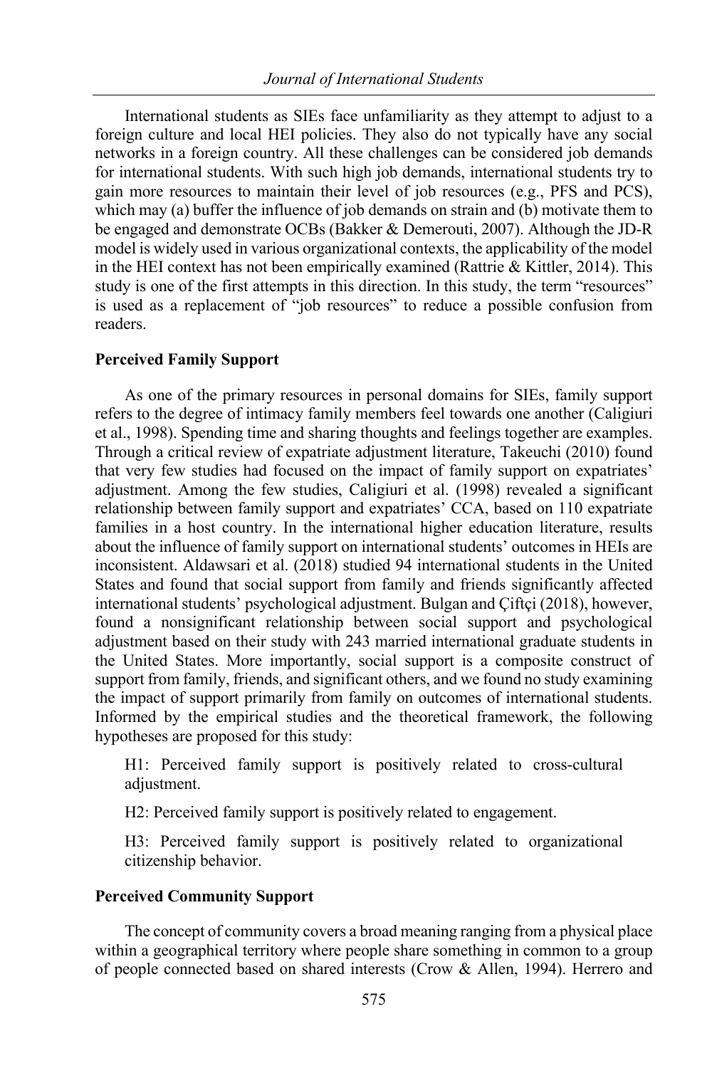International students as SIEs face unfamiliarity as they attempt to adjust to a foreign culture and local HEI policies. They also do not typically have any social networks in a foreign country. All these challenges can be considered job demands for international students. With such high job demands, international students try to gain more resources to maintain their level of job resources (e.g., PFS and PCS), which may (a) buffer the influence of job demands on strain and (b) motivate them to be engaged and demonstrate OCBs (Bakker & Demerouti, 2007). Although the JD-R model is widely used in various organizational contexts, the applicability of the model in the HEI context has not been empirically examined (Rattrie & Kittler, 2014). This study is one of the first attempts in this direction. In this study, the term "resources" is used as a replacement of "job resources" to reduce a possible confusion from readers.

**Perceived Family Support**

As one of the primary resources in personal domains for SIEs, family support refers to the degree of intimacy family members feel towards one another (Caligiuri et al., 1998). Spending time and sharing thoughts and feelings together are examples. Through a critical review of expatriate adjustment literature, Takeuchi (2010) found that very few studies had focused on the impact of family support on expatriates' adjustment. Among the few studies, Caligiuri et al. (1998) revealed a significant relationship between family support and expatriates' CCA, based on 110 expatriate families in a host country. In the international higher education literature, results about the influence of family support on international students' outcomes in HEIs are inconsistent. Aldawsari et al. (2018) studied 94 international students in the United States and found that social support from family and friends significantly affected international students' psychological adjustment. Bulgan and Çiftçi (2018), however, found a nonsignificant relationship between social support and psychological adjustment based on their study with 243 married international graduate students in the United States. More importantly, social support is a composite construct of support from family, friends, and significant others, and we found no study examining the impact of support primarily from family on outcomes of international students. Informed by the empirical studies and the theoretical framework, the following hypotheses are proposed for this study:

H1: Perceived family support is positively related to cross-cultural adjustment.

H2: Perceived family support is positively related to engagement.

H3: Perceived family support is positively related to organizational citizenship behavior.

**Perceived Community Support**

The concept of community covers a broad meaning ranging from a physical place within a geographical territory where people share something in common to a group of people connected based on shared interests (Crow & Allen, 1994). Herrero and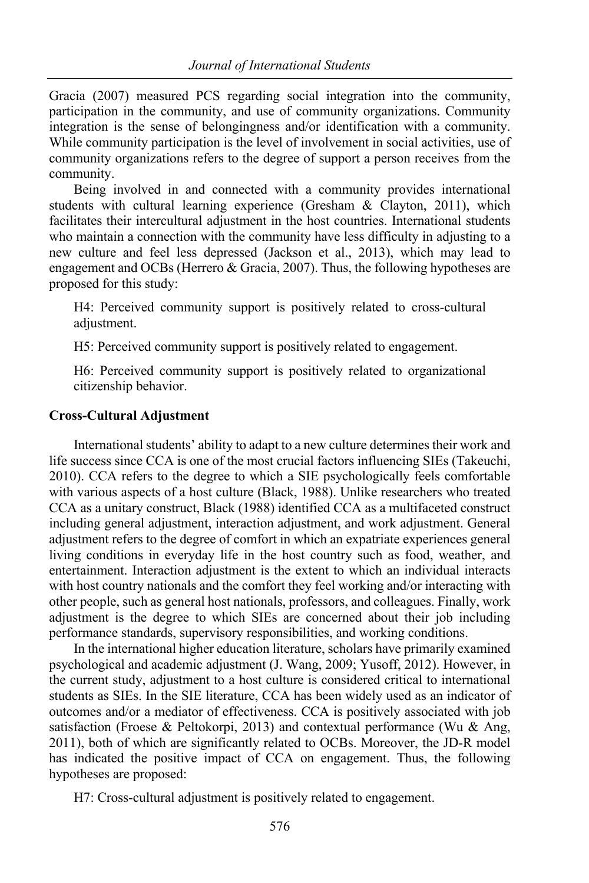Gracia (2007) measured PCS regarding social integration into the community, participation in the community, and use of community organizations. Community integration is the sense of belongingness and/or identification with a community. While community participation is the level of involvement in social activities, use of community organizations refers to the degree of support a person receives from the community.

Being involved in and connected with a community provides international students with cultural learning experience (Gresham & Clayton, 2011), which facilitates their intercultural adjustment in the host countries. International students who maintain a connection with the community have less difficulty in adjusting to a new culture and feel less depressed (Jackson et al., 2013), which may lead to engagement and OCBs (Herrero & Gracia, 2007). Thus, the following hypotheses are proposed for this study:

H4: Perceived community support is positively related to cross-cultural adjustment.

H5: Perceived community support is positively related to engagement.

H6: Perceived community support is positively related to organizational citizenship behavior.

### Cross-Cultural Adjustment

International students' ability to adapt to a new culture determines their work and life success since CCA is one of the most crucial factors influencing SIEs (Takeuchi, 2010). CCA refers to the degree to which a SIE psychologically feels comfortable with various aspects of a host culture (Black, 1988). Unlike researchers who treated CCA as a unitary construct, Black (1988) identified CCA as a multifaceted construct including general adjustment, interaction adjustment, and work adjustment. General adjustment refers to the degree of comfort in which an expatriate experiences general living conditions in everyday life in the host country such as food, weather, and entertainment. Interaction adjustment is the extent to which an individual interacts with host country nationals and the comfort they feel working and/or interacting with other people, such as general host nationals, professors, and colleagues. Finally, work adjustment is the degree to which SIEs are concerned about their job including performance standards, supervisory responsibilities, and working conditions.

In the international higher education literature, scholars have primarily examined psychological and academic adjustment (J. Wang, 2009; Yusoff, 2012). However, in the current study, adjustment to a host culture is considered critical to international students as SIEs. In the SIE literature, CCA has been widely used as an indicator of outcomes and/or a mediator of effectiveness. CCA is positively associated with job satisfaction (Froese & Peltokorpi, 2013) and contextual performance (Wu & Ang, 2011), both of which are significantly related to OCBs. Moreover, the JD-R model has indicated the positive impact of CCA on engagement. Thus, the following hypotheses are proposed:

H7: Cross-cultural adjustment is positively related to engagement.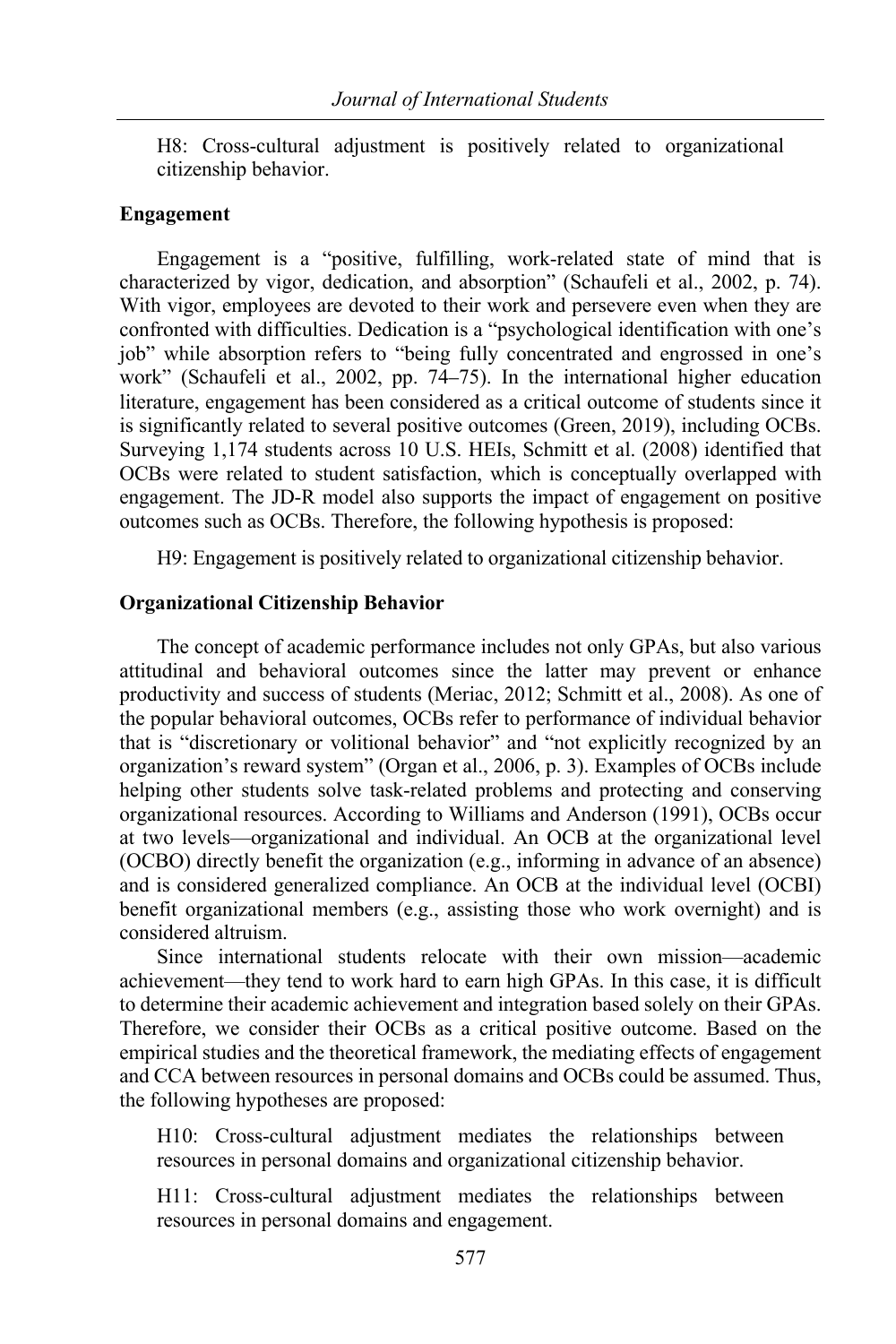H8: Cross-cultural adjustment is positively related to organizational citizenship behavior.

### Engagement

Engagement is a "positive, fulfilling, work-related state of mind that is characterized by vigor, dedication, and absorption" (Schaufeli et al., 2002, p. 74). With vigor, employees are devoted to their work and persevere even when they are confronted with difficulties. Dedication is a "psychological identification with one's job" while absorption refers to "being fully concentrated and engrossed in one's work" (Schaufeli et al., 2002, pp. 74–75). In the international higher education literature, engagement has been considered as a critical outcome of students since it is significantly related to several positive outcomes (Green, 2019), including OCBs. Surveying 1,174 students across 10 U.S. HEIs, Schmitt et al. (2008) identified that OCBs were related to student satisfaction, which is conceptually overlapped with engagement. The JD-R model also supports the impact of engagement on positive outcomes such as OCBs. Therefore, the following hypothesis is proposed:

H9: Engagement is positively related to organizational citizenship behavior.

### Organizational Citizenship Behavior

The concept of academic performance includes not only GPAs, but also various attitudinal and behavioral outcomes since the latter may prevent or enhance productivity and success of students (Meriac, 2012; Schmitt et al., 2008). As one of the popular behavioral outcomes, OCBs refer to performance of individual behavior that is "discretionary or volitional behavior" and "not explicitly recognized by an organization's reward system" (Organ et al., 2006, p. 3). Examples of OCBs include helping other students solve task-related problems and protecting and conserving organizational resources. According to Williams and Anderson (1991), OCBs occur at two levels—organizational and individual. An OCB at the organizational level (OCBO) directly benefit the organization (e.g., informing in advance of an absence) and is considered generalized compliance. An OCB at the individual level (OCBI) benefit organizational members (e.g., assisting those who work overnight) and is considered altruism.

Since international students relocate with their own mission—academic achievement—they tend to work hard to earn high GPAs. In this case, it is difficult to determine their academic achievement and integration based solely on their GPAs. Therefore, we consider their OCBs as a critical positive outcome. Based on the empirical studies and the theoretical framework, the mediating effects of engagement and CCA between resources in personal domains and OCBs could be assumed. Thus, the following hypotheses are proposed:

H10: Cross-cultural adjustment mediates the relationships between resources in personal domains and organizational citizenship behavior.

H11: Cross-cultural adjustment mediates the relationships between resources in personal domains and engagement.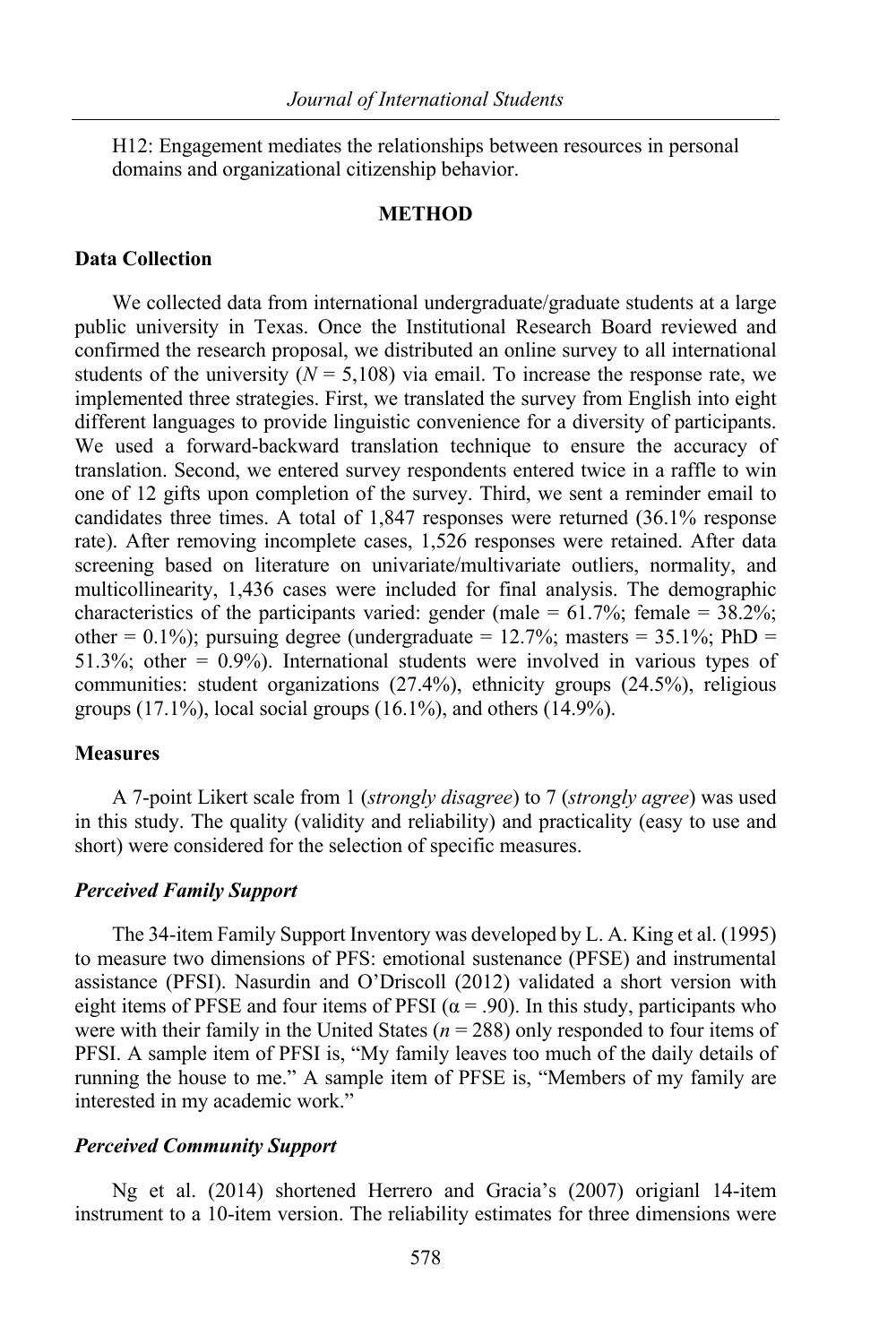H12: Engagement mediates the relationships between resources in personal domains and organizational citizenship behavior.

## METHOD

### Data Collection

We collected data from international undergraduate/graduate students at a large public university in Texas. Once the Institutional Research Board reviewed and confirmed the research proposal, we distributed an online survey to all international students of the university ($N$ = 5,108) via email. To increase the response rate, we implemented three strategies. First, we translated the survey from English into eight different languages to provide linguistic convenience for a diversity of participants. We used a forward-backward translation technique to ensure the accuracy of translation. Second, we entered survey respondents entered twice in a raffle to win one of 12 gifts upon completion of the survey. Third, we sent a reminder email to candidates three times. A total of 1,847 responses were returned (36.1% response rate). After removing incomplete cases, 1,526 responses were retained. After data screening based on literature on univariate/multivariate outliers, normality, and multicollinearity, 1,436 cases were included for final analysis. The demographic characteristics of the participants varied: gender (male = 61.7%; female = 38.2%; other = 0.1%); pursuing degree (undergraduate = 12.7%; masters = 35.1%; PhD = 51.3%; other = 0.9%). International students were involved in various types of communities: student organizations (27.4%), ethnicity groups (24.5%), religious groups (17.1%), local social groups (16.1%), and others (14.9%).

### Measures

A 7-point Likert scale from 1 (*strongly disagree*) to 7 (*strongly agree*) was used in this study. The quality (validity and reliability) and practicality (easy to use and short) were considered for the selection of specific measures.

#### *Perceived Family Support*

The 34-item Family Support Inventory was developed by L. A. King et al. (1995) to measure two dimensions of PFS: emotional sustenance (PFSE) and instrumental assistance (PFSI). Nasurdin and O'Driscoll (2012) validated a short version with eight items of PFSE and four items of PFSI ($\alpha$ = .90). In this study, participants who were with their family in the United States ($n$ = 288) only responded to four items of PFSI. A sample item of PFSI is, "My family leaves too much of the daily details of running the house to me." A sample item of PFSE is, "Members of my family are interested in my academic work."

#### *Perceived Community Support*

Ng et al. (2014) shortened Herrero and Gracia's (2007) origianl 14-item instrument to a 10-item version. The reliability estimates for three dimensions were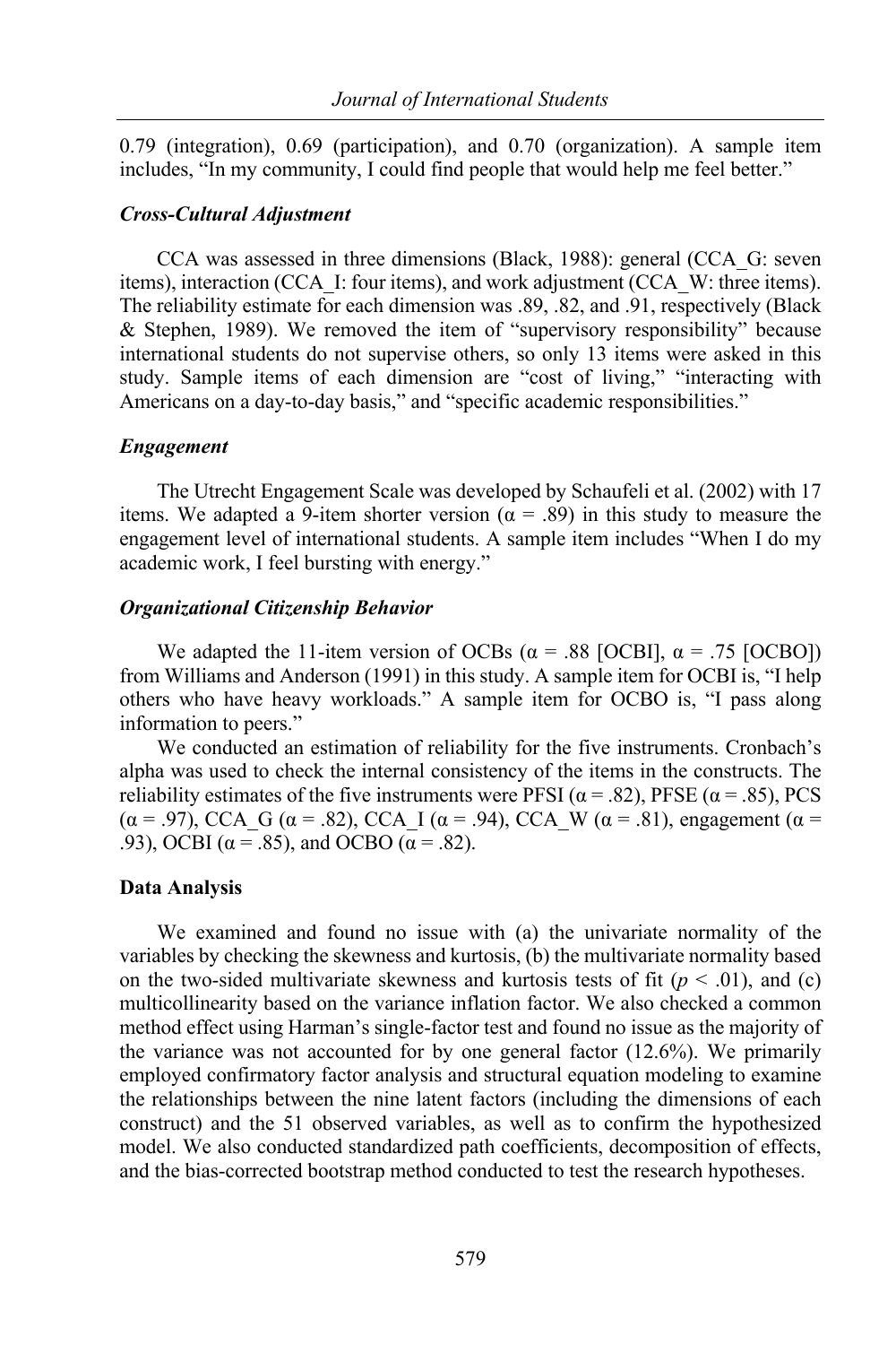0.79 (integration), 0.69 (participation), and 0.70 (organization). A sample item includes, "In my community, I could find people that would help me feel better."

### *Cross-Cultural Adjustment*

CCA was assessed in three dimensions (Black, 1988): general (CCA_G: seven items), interaction (CCA_I: four items), and work adjustment (CCA_W: three items). The reliability estimate for each dimension was .89, .82, and .91, respectively (Black & Stephen, 1989). We removed the item of "supervisory responsibility" because international students do not supervise others, so only 13 items were asked in this study. Sample items of each dimension are "cost of living," "interacting with Americans on a day-to-day basis," and "specific academic responsibilities."

### *Engagement*

The Utrecht Engagement Scale was developed by Schaufeli et al. (2002) with 17 items. We adapted a 9-item shorter version ($\alpha = .89$) in this study to measure the engagement level of international students. A sample item includes "When I do my academic work, I feel bursting with energy."

### *Organizational Citizenship Behavior*

We adapted the 11-item version of OCBs ($\alpha = .88$ [OCBI], $\alpha = .75$ [OCBO]) from Williams and Anderson (1991) in this study. A sample item for OCBI is, "I help others who have heavy workloads." A sample item for OCBO is, "I pass along information to peers."

We conducted an estimation of reliability for the five instruments. Cronbach's alpha was used to check the internal consistency of the items in the constructs. The reliability estimates of the five instruments were PFSI ($\alpha = .82$), PFSE ($\alpha = .85$), PCS ($\alpha = .97$), CCA_G ($\alpha = .82$), CCA_I ($\alpha = .94$), CCA_W ($\alpha = .81$), engagement ($\alpha = .93$), OCBI ($\alpha = .85$), and OCBO ($\alpha = .82$).

## **Data Analysis**

We examined and found no issue with (a) the univariate normality of the variables by checking the skewness and kurtosis, (b) the multivariate normality based on the two-sided multivariate skewness and kurtosis tests of fit ($p < .01$), and (c) multicollinearity based on the variance inflation factor. We also checked a common method effect using Harman's single-factor test and found no issue as the majority of the variance was not accounted for by one general factor (12.6%). We primarily employed confirmatory factor analysis and structural equation modeling to examine the relationships between the nine latent factors (including the dimensions of each construct) and the 51 observed variables, as well as to confirm the hypothesized model. We also conducted standardized path coefficients, decomposition of effects, and the bias-corrected bootstrap method conducted to test the research hypotheses.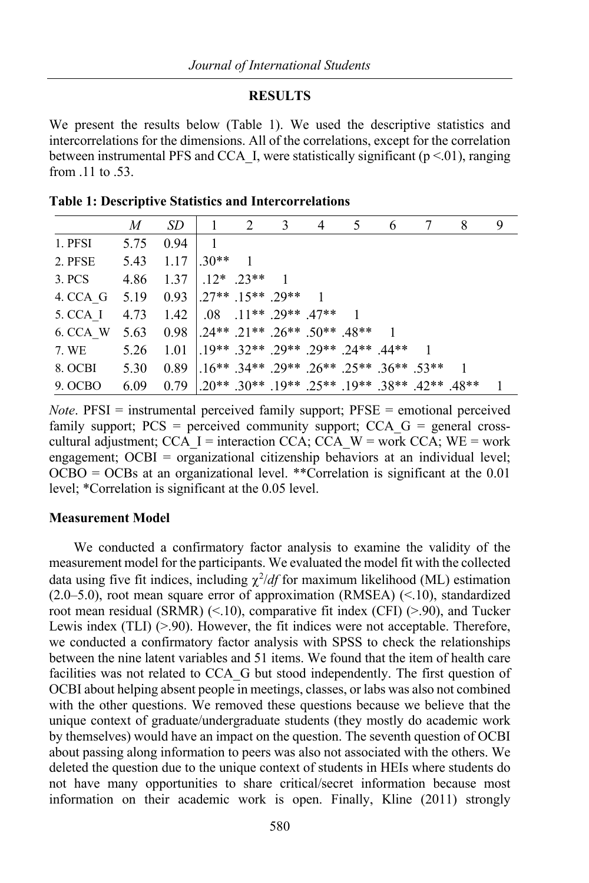## RESULTS

We present the results below (Table 1). We used the descriptive statistics and intercorrelations for the dimensions. All of the correlations, except for the correlation between instrumental PFS and CCA_I, were statistically significant (p <.01), ranging from .11 to .53.

**Table 1: Descriptive Statistics and Intercorrelations**

| | *M* | *SD* | 1 | 2 | 3 | 4 | 5 | 6 | 7 | 8 | 9 |
|---|---|---|---|---|---|---|---|---|---|---|---|
| 1. PFSI | 5.75 | 0.94 | 1 | | | | | | | | |
| 2. PFSE | 5.43 | 1.17 | .30** | 1 | | | | | | | |
| 3. PCS | 4.86 | 1.37 | .12* | .23** | 1 | | | | | | |
| 4. CCA_G | 5.19 | 0.93 | .27** | .15** | .29** | 1 | | | | | |
| 5. CCA_I | 4.73 | 1.42 | .08 | .11** | .29** | .47** | 1 | | | | |
| 6. CCA_W | 5.63 | 0.98 | .24** | .21** | .26** | .50** | .48** | 1 | | | |
| 7. WE | 5.26 | 1.01 | .19** | .32** | .29** | .29** | .24** | .44** | 1 | | |
| 8. OCBI | 5.30 | 0.89 | .16** | .34** | .29** | .26** | .25** | .36** | .53** | 1 | |
| 9. OCBO | 6.09 | 0.79 | .20** | .30** | .19** | .25** | .19** | .38** | .42** | .48** | 1 |

*Note*. PFSI = instrumental perceived family support; PFSE = emotional perceived family support; PCS = perceived community support; CCA_G = general cross-cultural adjustment; CCA_I = interaction CCA; CCA_W = work CCA; WE = work engagement; OCBI = organizational citizenship behaviors at an individual level; OCBO = OCBs at an organizational level. **Correlation is significant at the 0.01 level; *Correlation is significant at the 0.05 level.

### Measurement Model

We conducted a confirmatory factor analysis to examine the validity of the measurement model for the participants. We evaluated the model fit with the collected data using five fit indices, including $\chi^2/df$ for maximum likelihood (ML) estimation (2.0–5.0), root mean square error of approximation (RMSEA) (<.10), standardized root mean residual (SRMR) (<.10), comparative fit index (CFI) (>.90), and Tucker Lewis index (TLI) (>.90). However, the fit indices were not acceptable. Therefore, we conducted a confirmatory factor analysis with SPSS to check the relationships between the nine latent variables and 51 items. We found that the item of health care facilities was not related to CCA_G but stood independently. The first question of OCBI about helping absent people in meetings, classes, or labs was also not combined with the other questions. We removed these questions because we believe that the unique context of graduate/undergraduate students (they mostly do academic work by themselves) would have an impact on the question. The seventh question of OCBI about passing along information to peers was also not associated with the others. We deleted the question due to the unique context of students in HEIs where students do not have many opportunities to share critical/secret information because most information on their academic work is open. Finally, Kline (2011) strongly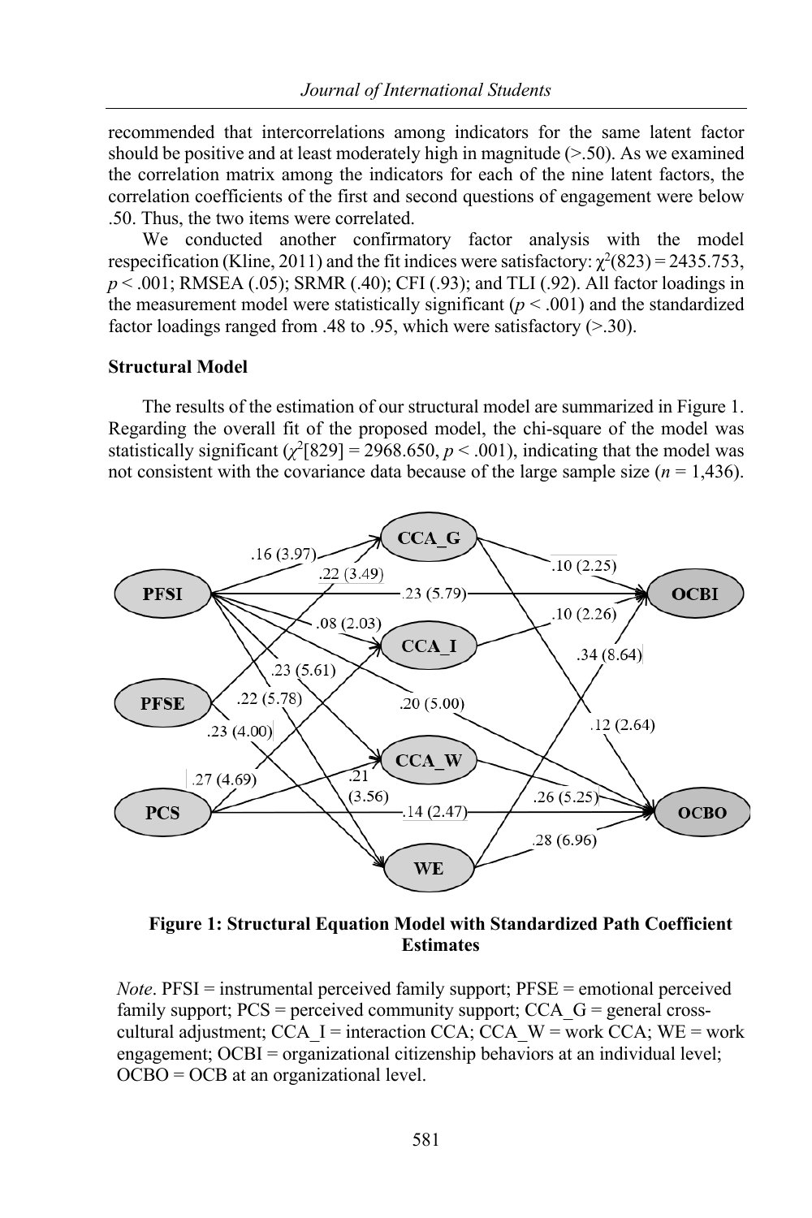recommended that intercorrelations among indicators for the same latent factor should be positive and at least moderately high in magnitude (>.50). As we examined the correlation matrix among the indicators for each of the nine latent factors, the correlation coefficients of the first and second questions of engagement were below .50. Thus, the two items were correlated.

We conducted another confirmatory factor analysis with the model respecification (Kline, 2011) and the fit indices were satisfactory: $\chi^2(823) = 2435.753$, $p < .001$; RMSEA (.05); SRMR (.40); CFI (.93); and TLI (.92). All factor loadings in the measurement model were statistically significant ($p < .001$) and the standardized factor loadings ranged from .48 to .95, which were satisfactory (>.30).

### Structural Model

The results of the estimation of our structural model are summarized in Figure 1. Regarding the overall fit of the proposed model, the chi-square of the model was statistically significant ($\chi^2[829] = 2968.650$, $p < .001$), indicating that the model was not consistent with the covariance data because of the large sample size ($n = 1{,}436$).

**Figure 1: Structural Equation Model with Standardized Path Coefficient Estimates**

*Note*. PFSI = instrumental perceived family support; PFSE = emotional perceived family support; PCS = perceived community support; CCA_G = general cross-cultural adjustment; CCA_I = interaction CCA; CCA_W = work CCA; WE = work engagement; OCBI = organizational citizenship behaviors at an individual level; OCBO = OCB at an organizational level.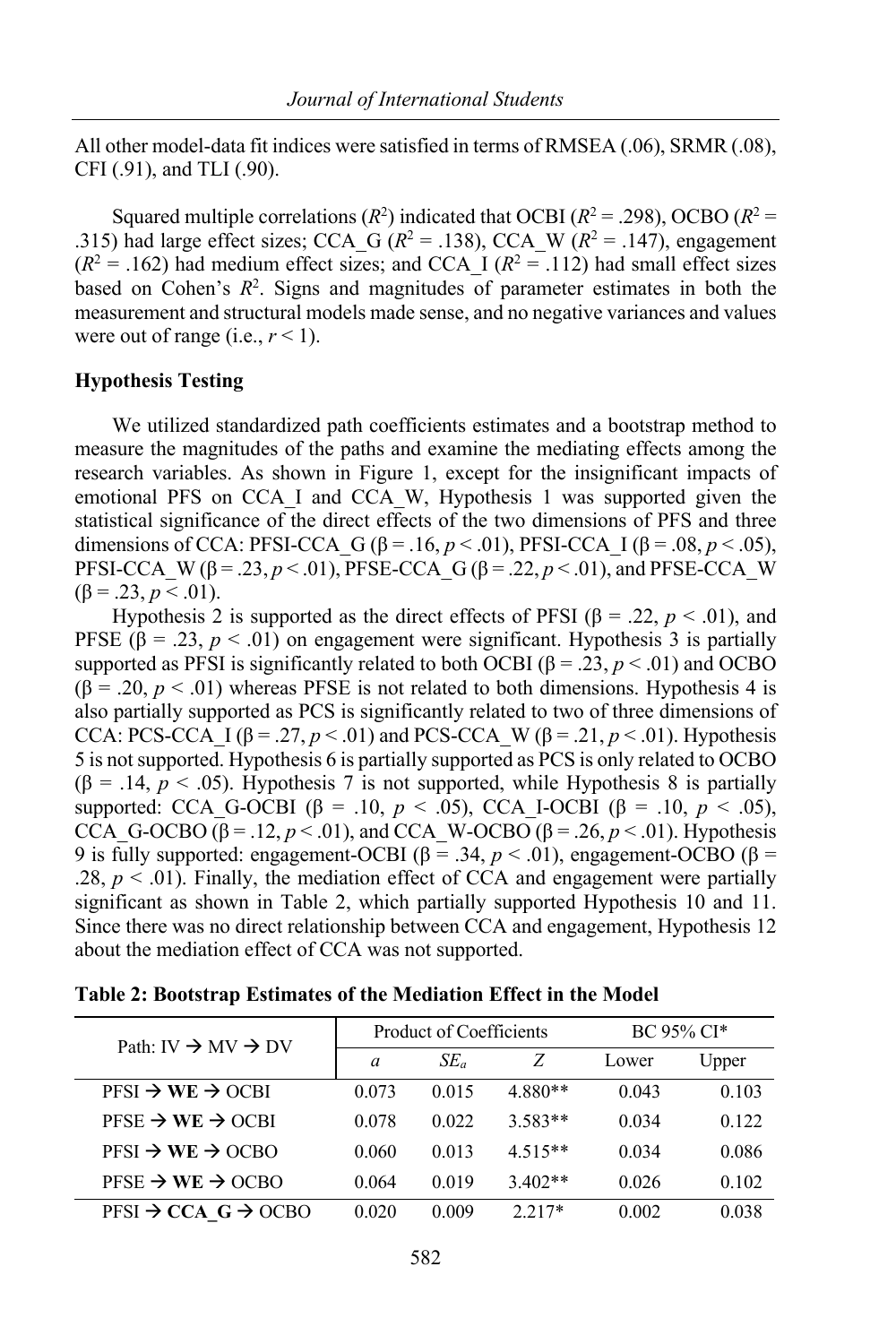All other model-data fit indices were satisfied in terms of RMSEA (.06), SRMR (.08), CFI (.91), and TLI (.90).

Squared multiple correlations ($R^2$) indicated that OCBI ($R^2$ = .298), OCBO ($R^2$ = .315) had large effect sizes; CCA_G ($R^2$ = .138), CCA_W ($R^2$ = .147), engagement ($R^2$ = .162) had medium effect sizes; and CCA_I ($R^2$ = .112) had small effect sizes based on Cohen's $R^2$. Signs and magnitudes of parameter estimates in both the measurement and structural models made sense, and no negative variances and values were out of range (i.e., $r < 1$).

### Hypothesis Testing

We utilized standardized path coefficients estimates and a bootstrap method to measure the magnitudes of the paths and examine the mediating effects among the research variables. As shown in Figure 1, except for the insignificant impacts of emotional PFS on CCA_I and CCA_W, Hypothesis 1 was supported given the statistical significance of the direct effects of the two dimensions of PFS and three dimensions of CCA: PFSI-CCA_G ($\beta = .16, p < .01$), PFSI-CCA_I ($\beta = .08, p < .05$), PFSI-CCA_W ($\beta = .23, p < .01$), PFSE-CCA_G ($\beta = .22, p < .01$), and PFSE-CCA_W ($\beta = .23, p < .01$).

Hypothesis 2 is supported as the direct effects of PFSI ($\beta = .22, p < .01$), and PFSE ($\beta = .23, p < .01$) on engagement were significant. Hypothesis 3 is partially supported as PFSI is significantly related to both OCBI ($\beta = .23, p < .01$) and OCBO ($\beta = .20, p < .01$) whereas PFSE is not related to both dimensions. Hypothesis 4 is also partially supported as PCS is significantly related to two of three dimensions of CCA: PCS-CCA_I ($\beta = .27, p < .01$) and PCS-CCA_W ($\beta = .21, p < .01$). Hypothesis 5 is not supported. Hypothesis 6 is partially supported as PCS is only related to OCBO ($\beta = .14, p < .05$). Hypothesis 7 is not supported, while Hypothesis 8 is partially supported: CCA_G-OCBI ($\beta = .10, p < .05$), CCA_I-OCBI ($\beta = .10, p < .05$), CCA_G-OCBO ($\beta = .12, p < .01$), and CCA_W-OCBO ($\beta = .26, p < .01$). Hypothesis 9 is fully supported: engagement-OCBI ($\beta = .34, p < .01$), engagement-OCBO ($\beta = .28, p < .01$). Finally, the mediation effect of CCA and engagement were partially significant as shown in Table 2, which partially supported Hypothesis 10 and 11. Since there was no direct relationship between CCA and engagement, Hypothesis 12 about the mediation effect of CCA was not supported.

**Table 2: Bootstrap Estimates of the Mediation Effect in the Model**

| Path: IV → MV → DV | Product of Coefficients | | | BC 95% CI* | |
|---|---|---|---|---|---|
| | *a* | $SE_a$ | *Z* | Lower | Upper |
| PFSI → **WE** → OCBI | 0.073 | 0.015 | 4.880** | 0.043 | 0.103 |
| PFSE → **WE** → OCBI | 0.078 | 0.022 | 3.583** | 0.034 | 0.122 |
| PFSI → **WE** → OCBO | 0.060 | 0.013 | 4.515** | 0.034 | 0.086 |
| PFSE → **WE** → OCBO | 0.064 | 0.019 | 3.402** | 0.026 | 0.102 |
| PFSI → **CCA_G** → OCBO | 0.020 | 0.009 | 2.217* | 0.002 | 0.038 |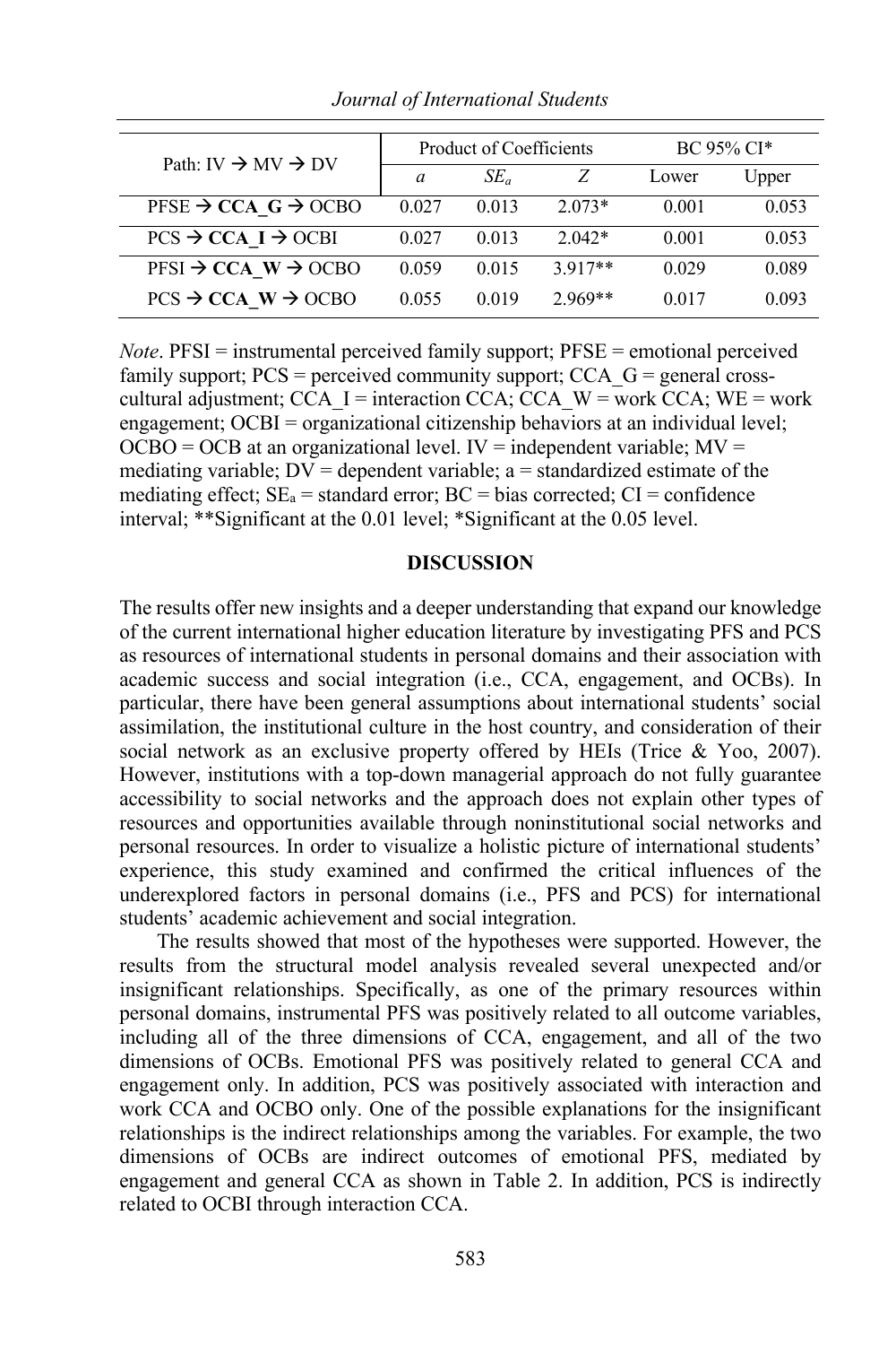| Path: IV → MV → DV | Product of Coefficients | | | BC 95% CI* | |
|---|---|---|---|---|---|
| | *a* | $SE_a$ | *Z* | Lower | Upper |
| PFSE → **CCA_G** → OCBO | 0.027 | 0.013 | 2.073* | 0.001 | 0.053 |
| PCS → **CCA_I** → OCBI | 0.027 | 0.013 | 2.042* | 0.001 | 0.053 |
| PFSI → **CCA_W** → OCBO | 0.059 | 0.015 | 3.917** | 0.029 | 0.089 |
| PCS → **CCA_W** → OCBO | 0.055 | 0.019 | 2.969** | 0.017 | 0.093 |

*Note*. PFSI = instrumental perceived family support; PFSE = emotional perceived family support; PCS = perceived community support; CCA_G = general cross-cultural adjustment; CCA_I = interaction CCA; CCA_W = work CCA; WE = work engagement; OCBI = organizational citizenship behaviors at an individual level; OCBO = OCB at an organizational level. IV = independent variable; MV = mediating variable; DV = dependent variable; a = standardized estimate of the mediating effect; $SE_a$ = standard error; BC = bias corrected; CI = confidence interval; **Significant at the 0.01 level; *Significant at the 0.05 level.

## DISCUSSION

The results offer new insights and a deeper understanding that expand our knowledge of the current international higher education literature by investigating PFS and PCS as resources of international students in personal domains and their association with academic success and social integration (i.e., CCA, engagement, and OCBs). In particular, there have been general assumptions about international students' social assimilation, the institutional culture in the host country, and consideration of their social network as an exclusive property offered by HEIs (Trice & Yoo, 2007). However, institutions with a top-down managerial approach do not fully guarantee accessibility to social networks and the approach does not explain other types of resources and opportunities available through noninstitutional social networks and personal resources. In order to visualize a holistic picture of international students' experience, this study examined and confirmed the critical influences of the underexplored factors in personal domains (i.e., PFS and PCS) for international students' academic achievement and social integration.

The results showed that most of the hypotheses were supported. However, the results from the structural model analysis revealed several unexpected and/or insignificant relationships. Specifically, as one of the primary resources within personal domains, instrumental PFS was positively related to all outcome variables, including all of the three dimensions of CCA, engagement, and all of the two dimensions of OCBs. Emotional PFS was positively related to general CCA and engagement only. In addition, PCS was positively associated with interaction and work CCA and OCBO only. One of the possible explanations for the insignificant relationships is the indirect relationships among the variables. For example, the two dimensions of OCBs are indirect outcomes of emotional PFS, mediated by engagement and general CCA as shown in Table 2. In addition, PCS is indirectly related to OCBI through interaction CCA.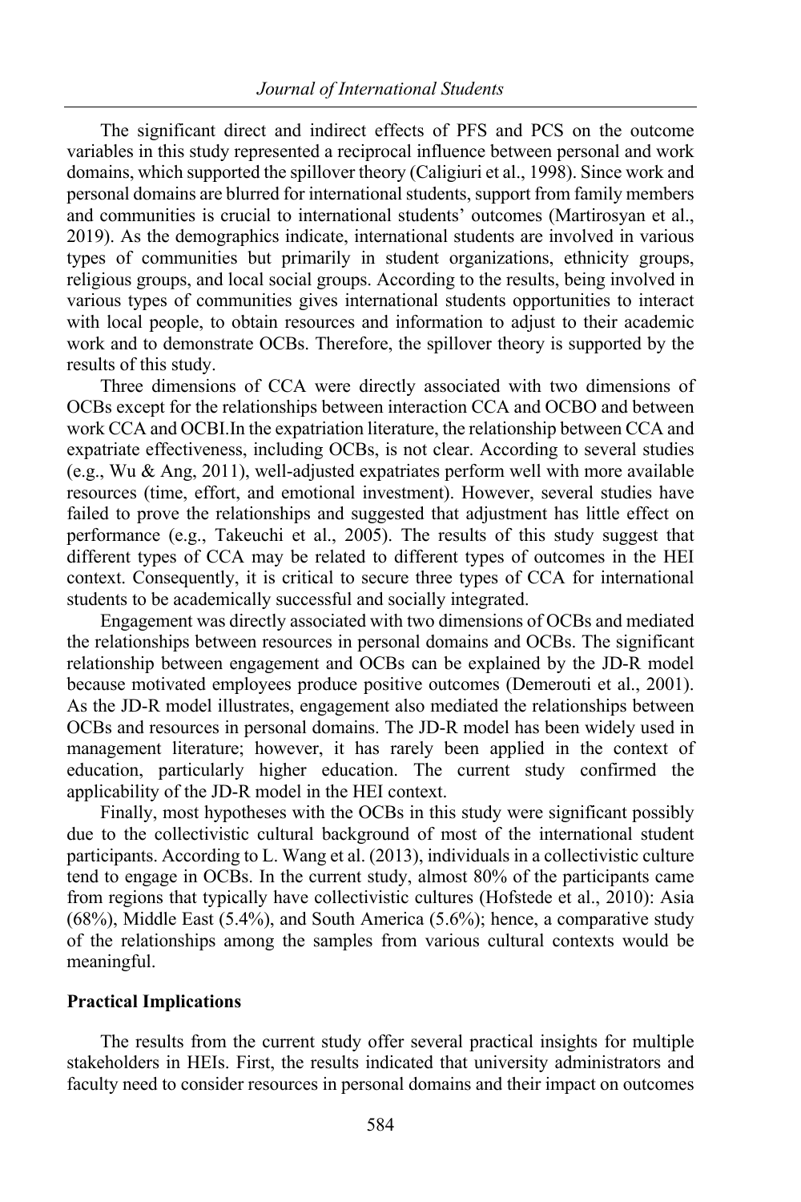The significant direct and indirect effects of PFS and PCS on the outcome variables in this study represented a reciprocal influence between personal and work domains, which supported the spillover theory (Caligiuri et al., 1998). Since work and personal domains are blurred for international students, support from family members and communities is crucial to international students' outcomes (Martirosyan et al., 2019). As the demographics indicate, international students are involved in various types of communities but primarily in student organizations, ethnicity groups, religious groups, and local social groups. According to the results, being involved in various types of communities gives international students opportunities to interact with local people, to obtain resources and information to adjust to their academic work and to demonstrate OCBs. Therefore, the spillover theory is supported by the results of this study.

Three dimensions of CCA were directly associated with two dimensions of OCBs except for the relationships between interaction CCA and OCBO and between work CCA and OCBI.In the expatriation literature, the relationship between CCA and expatriate effectiveness, including OCBs, is not clear. According to several studies (e.g., Wu & Ang, 2011), well-adjusted expatriates perform well with more available resources (time, effort, and emotional investment). However, several studies have failed to prove the relationships and suggested that adjustment has little effect on performance (e.g., Takeuchi et al., 2005). The results of this study suggest that different types of CCA may be related to different types of outcomes in the HEI context. Consequently, it is critical to secure three types of CCA for international students to be academically successful and socially integrated.

Engagement was directly associated with two dimensions of OCBs and mediated the relationships between resources in personal domains and OCBs. The significant relationship between engagement and OCBs can be explained by the JD-R model because motivated employees produce positive outcomes (Demerouti et al., 2001). As the JD-R model illustrates, engagement also mediated the relationships between OCBs and resources in personal domains. The JD-R model has been widely used in management literature; however, it has rarely been applied in the context of education, particularly higher education. The current study confirmed the applicability of the JD-R model in the HEI context.

Finally, most hypotheses with the OCBs in this study were significant possibly due to the collectivistic cultural background of most of the international student participants. According to L. Wang et al. (2013), individuals in a collectivistic culture tend to engage in OCBs. In the current study, almost 80% of the participants came from regions that typically have collectivistic cultures (Hofstede et al., 2010): Asia (68%), Middle East (5.4%), and South America (5.6%); hence, a comparative study of the relationships among the samples from various cultural contexts would be meaningful.

### Practical Implications

The results from the current study offer several practical insights for multiple stakeholders in HEIs. First, the results indicated that university administrators and faculty need to consider resources in personal domains and their impact on outcomes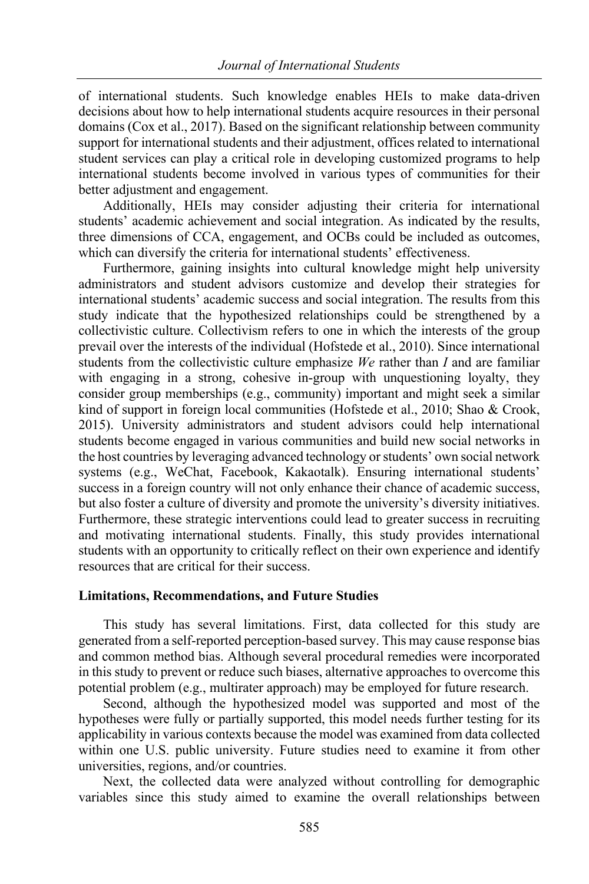of international students. Such knowledge enables HEIs to make data-driven decisions about how to help international students acquire resources in their personal domains (Cox et al., 2017). Based on the significant relationship between community support for international students and their adjustment, offices related to international student services can play a critical role in developing customized programs to help international students become involved in various types of communities for their better adjustment and engagement.

Additionally, HEIs may consider adjusting their criteria for international students' academic achievement and social integration. As indicated by the results, three dimensions of CCA, engagement, and OCBs could be included as outcomes, which can diversify the criteria for international students' effectiveness.

Furthermore, gaining insights into cultural knowledge might help university administrators and student advisors customize and develop their strategies for international students' academic success and social integration. The results from this study indicate that the hypothesized relationships could be strengthened by a collectivistic culture. Collectivism refers to one in which the interests of the group prevail over the interests of the individual (Hofstede et al., 2010). Since international students from the collectivistic culture emphasize *We* rather than *I* and are familiar with engaging in a strong, cohesive in-group with unquestioning loyalty, they consider group memberships (e.g., community) important and might seek a similar kind of support in foreign local communities (Hofstede et al., 2010; Shao & Crook, 2015). University administrators and student advisors could help international students become engaged in various communities and build new social networks in the host countries by leveraging advanced technology or students' own social network systems (e.g., WeChat, Facebook, Kakaotalk). Ensuring international students' success in a foreign country will not only enhance their chance of academic success, but also foster a culture of diversity and promote the university's diversity initiatives. Furthermore, these strategic interventions could lead to greater success in recruiting and motivating international students. Finally, this study provides international students with an opportunity to critically reflect on their own experience and identify resources that are critical for their success.

### Limitations, Recommendations, and Future Studies

This study has several limitations. First, data collected for this study are generated from a self-reported perception-based survey. This may cause response bias and common method bias. Although several procedural remedies were incorporated in this study to prevent or reduce such biases, alternative approaches to overcome this potential problem (e.g., multirater approach) may be employed for future research.

Second, although the hypothesized model was supported and most of the hypotheses were fully or partially supported, this model needs further testing for its applicability in various contexts because the model was examined from data collected within one U.S. public university. Future studies need to examine it from other universities, regions, and/or countries.

Next, the collected data were analyzed without controlling for demographic variables since this study aimed to examine the overall relationships between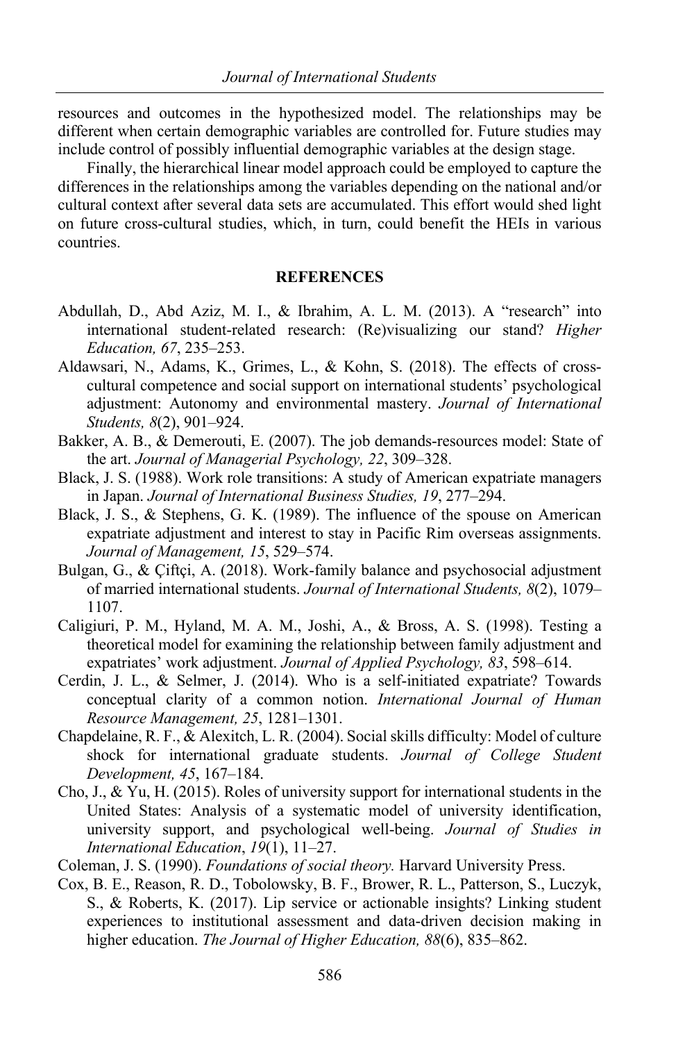resources and outcomes in the hypothesized model. The relationships may be different when certain demographic variables are controlled for. Future studies may include control of possibly influential demographic variables at the design stage.

Finally, the hierarchical linear model approach could be employed to capture the differences in the relationships among the variables depending on the national and/or cultural context after several data sets are accumulated. This effort would shed light on future cross-cultural studies, which, in turn, could benefit the HEIs in various countries.

## REFERENCES

Abdullah, D., Abd Aziz, M. I., & Ibrahim, A. L. M. (2013). A "research" into international student-related research: (Re)visualizing our stand? *Higher Education, 67*, 235–253.

Aldawsari, N., Adams, K., Grimes, L., & Kohn, S. (2018). The effects of cross-cultural competence and social support on international students' psychological adjustment: Autonomy and environmental mastery. *Journal of International Students, 8*(2), 901–924.

Bakker, A. B., & Demerouti, E. (2007). The job demands-resources model: State of the art. *Journal of Managerial Psychology, 22*, 309–328.

Black, J. S. (1988). Work role transitions: A study of American expatriate managers in Japan. *Journal of International Business Studies, 19*, 277–294.

Black, J. S., & Stephens, G. K. (1989). The influence of the spouse on American expatriate adjustment and interest to stay in Pacific Rim overseas assignments. *Journal of Management, 15*, 529–574.

Bulgan, G., & Çiftçi, A. (2018). Work-family balance and psychosocial adjustment of married international students. *Journal of International Students, 8*(2), 1079–1107.

Caligiuri, P. M., Hyland, M. A. M., Joshi, A., & Bross, A. S. (1998). Testing a theoretical model for examining the relationship between family adjustment and expatriates' work adjustment. *Journal of Applied Psychology, 83*, 598–614.

Cerdin, J. L., & Selmer, J. (2014). Who is a self-initiated expatriate? Towards conceptual clarity of a common notion. *International Journal of Human Resource Management, 25*, 1281–1301.

Chapdelaine, R. F., & Alexitch, L. R. (2004). Social skills difficulty: Model of culture shock for international graduate students. *Journal of College Student Development, 45*, 167–184.

Cho, J., & Yu, H. (2015). Roles of university support for international students in the United States: Analysis of a systematic model of university identification, university support, and psychological well-being. *Journal of Studies in International Education*, *19*(1), 11–27.

Coleman, J. S. (1990). *Foundations of social theory.* Harvard University Press.

Cox, B. E., Reason, R. D., Tobolowsky, B. F., Brower, R. L., Patterson, S., Luczyk, S., & Roberts, K. (2017). Lip service or actionable insights? Linking student experiences to institutional assessment and data-driven decision making in higher education. *The Journal of Higher Education, 88*(6), 835–862.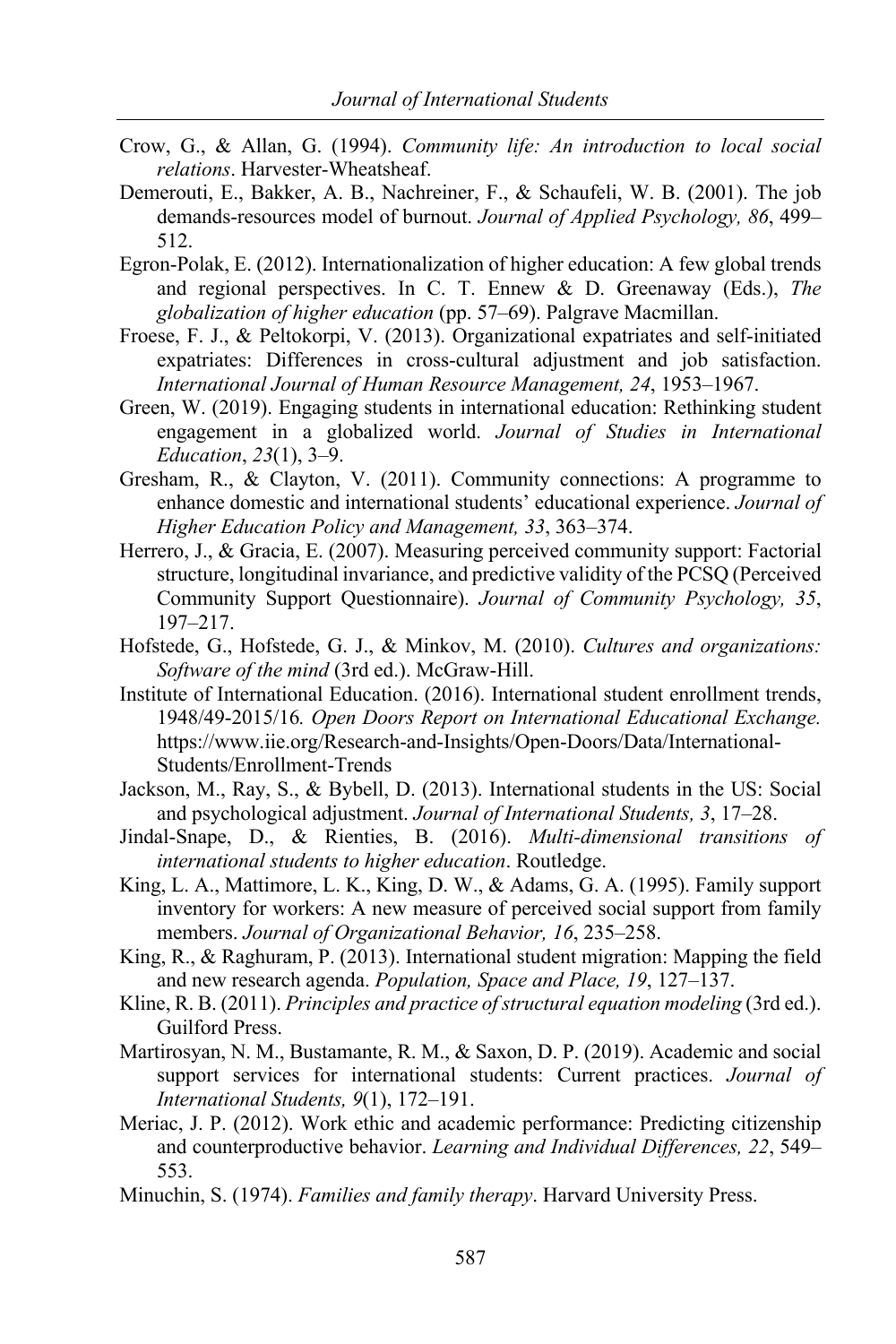Crow, G., & Allan, G. (1994). *Community life: An introduction to local social relations*. Harvester-Wheatsheaf.

Demerouti, E., Bakker, A. B., Nachreiner, F., & Schaufeli, W. B. (2001). The job demands-resources model of burnout. *Journal of Applied Psychology, 86*, 499–512.

Egron-Polak, E. (2012). Internationalization of higher education: A few global trends and regional perspectives. In C. T. Ennew & D. Greenaway (Eds.), *The globalization of higher education* (pp. 57–69). Palgrave Macmillan.

Froese, F. J., & Peltokorpi, V. (2013). Organizational expatriates and self-initiated expatriates: Differences in cross-cultural adjustment and job satisfaction. *International Journal of Human Resource Management, 24*, 1953–1967.

Green, W. (2019). Engaging students in international education: Rethinking student engagement in a globalized world. *Journal of Studies in International Education*, *23*(1), 3–9.

Gresham, R., & Clayton, V. (2011). Community connections: A programme to enhance domestic and international students' educational experience. *Journal of Higher Education Policy and Management, 33*, 363–374.

Herrero, J., & Gracia, E. (2007). Measuring perceived community support: Factorial structure, longitudinal invariance, and predictive validity of the PCSQ (Perceived Community Support Questionnaire). *Journal of Community Psychology, 35*, 197–217.

Hofstede, G., Hofstede, G. J., & Minkov, M. (2010). *Cultures and organizations: Software of the mind* (3rd ed.). McGraw-Hill.

Institute of International Education. (2016). International student enrollment trends, 1948/49-2015/16*. Open Doors Report on International Educational Exchange.* https://www.iie.org/Research-and-Insights/Open-Doors/Data/International-Students/Enrollment-Trends

Jackson, M., Ray, S., & Bybell, D. (2013). International students in the US: Social and psychological adjustment. *Journal of International Students, 3*, 17–28.

Jindal-Snape, D., & Rienties, B. (2016). *Multi-dimensional transitions of international students to higher education*. Routledge.

King, L. A., Mattimore, L. K., King, D. W., & Adams, G. A. (1995). Family support inventory for workers: A new measure of perceived social support from family members. *Journal of Organizational Behavior, 16*, 235–258.

King, R., & Raghuram, P. (2013). International student migration: Mapping the field and new research agenda. *Population, Space and Place, 19*, 127–137.

Kline, R. B. (2011). *Principles and practice of structural equation modeling* (3rd ed.). Guilford Press.

Martirosyan, N. M., Bustamante, R. M., & Saxon, D. P. (2019). Academic and social support services for international students: Current practices. *Journal of International Students, 9*(1), 172–191.

Meriac, J. P. (2012). Work ethic and academic performance: Predicting citizenship and counterproductive behavior. *Learning and Individual Differences, 22*, 549–553.

Minuchin, S. (1974). *Families and family therapy*. Harvard University Press.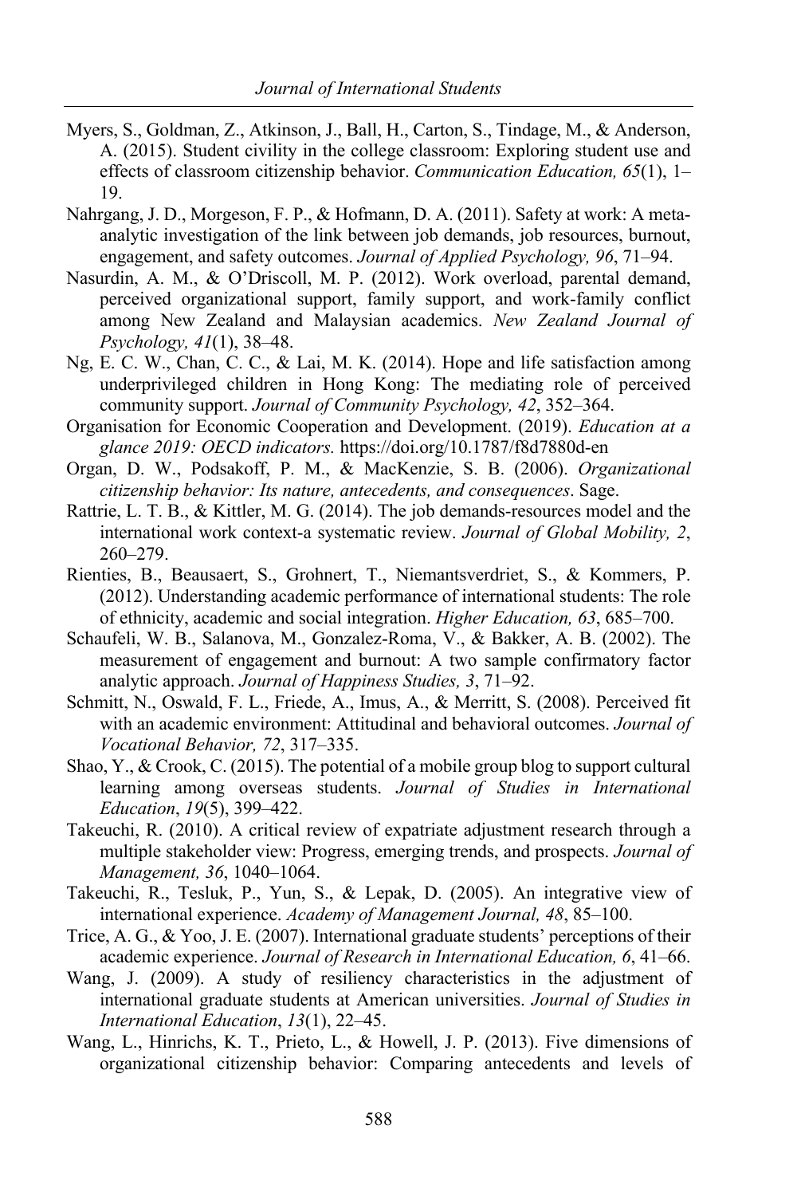Myers, S., Goldman, Z., Atkinson, J., Ball, H., Carton, S., Tindage, M., & Anderson, A. (2015). Student civility in the college classroom: Exploring student use and effects of classroom citizenship behavior. *Communication Education, 65*(1), 1–19.

Nahrgang, J. D., Morgeson, F. P., & Hofmann, D. A. (2011). Safety at work: A meta-analytic investigation of the link between job demands, job resources, burnout, engagement, and safety outcomes. *Journal of Applied Psychology, 96*, 71–94.

Nasurdin, A. M., & O'Driscoll, M. P. (2012). Work overload, parental demand, perceived organizational support, family support, and work-family conflict among New Zealand and Malaysian academics. *New Zealand Journal of Psychology, 41*(1), 38–48.

Ng, E. C. W., Chan, C. C., & Lai, M. K. (2014). Hope and life satisfaction among underprivileged children in Hong Kong: The mediating role of perceived community support. *Journal of Community Psychology, 42*, 352–364.

Organisation for Economic Cooperation and Development. (2019). *Education at a glance 2019: OECD indicators.* https://doi.org/10.1787/f8d7880d-en

Organ, D. W., Podsakoff, P. M., & MacKenzie, S. B. (2006). *Organizational citizenship behavior: Its nature, antecedents, and consequences*. Sage.

Rattrie, L. T. B., & Kittler, M. G. (2014). The job demands-resources model and the international work context-a systematic review. *Journal of Global Mobility, 2*, 260–279.

Rienties, B., Beausaert, S., Grohnert, T., Niemantsverdriet, S., & Kommers, P. (2012). Understanding academic performance of international students: The role of ethnicity, academic and social integration. *Higher Education, 63*, 685–700.

Schaufeli, W. B., Salanova, M., Gonzalez-Roma, V., & Bakker, A. B. (2002). The measurement of engagement and burnout: A two sample confirmatory factor analytic approach. *Journal of Happiness Studies, 3*, 71–92.

Schmitt, N., Oswald, F. L., Friede, A., Imus, A., & Merritt, S. (2008). Perceived fit with an academic environment: Attitudinal and behavioral outcomes. *Journal of Vocational Behavior, 72*, 317–335.

Shao, Y., & Crook, C. (2015). The potential of a mobile group blog to support cultural learning among overseas students. *Journal of Studies in International Education*, *19*(5), 399–422.

Takeuchi, R. (2010). A critical review of expatriate adjustment research through a multiple stakeholder view: Progress, emerging trends, and prospects. *Journal of Management, 36*, 1040–1064.

Takeuchi, R., Tesluk, P., Yun, S., & Lepak, D. (2005). An integrative view of international experience. *Academy of Management Journal, 48*, 85–100.

Trice, A. G., & Yoo, J. E. (2007). International graduate students' perceptions of their academic experience. *Journal of Research in International Education, 6*, 41–66.

Wang, J. (2009). A study of resiliency characteristics in the adjustment of international graduate students at American universities. *Journal of Studies in International Education*, *13*(1), 22–45.

Wang, L., Hinrichs, K. T., Prieto, L., & Howell, J. P. (2013). Five dimensions of organizational citizenship behavior: Comparing antecedents and levels of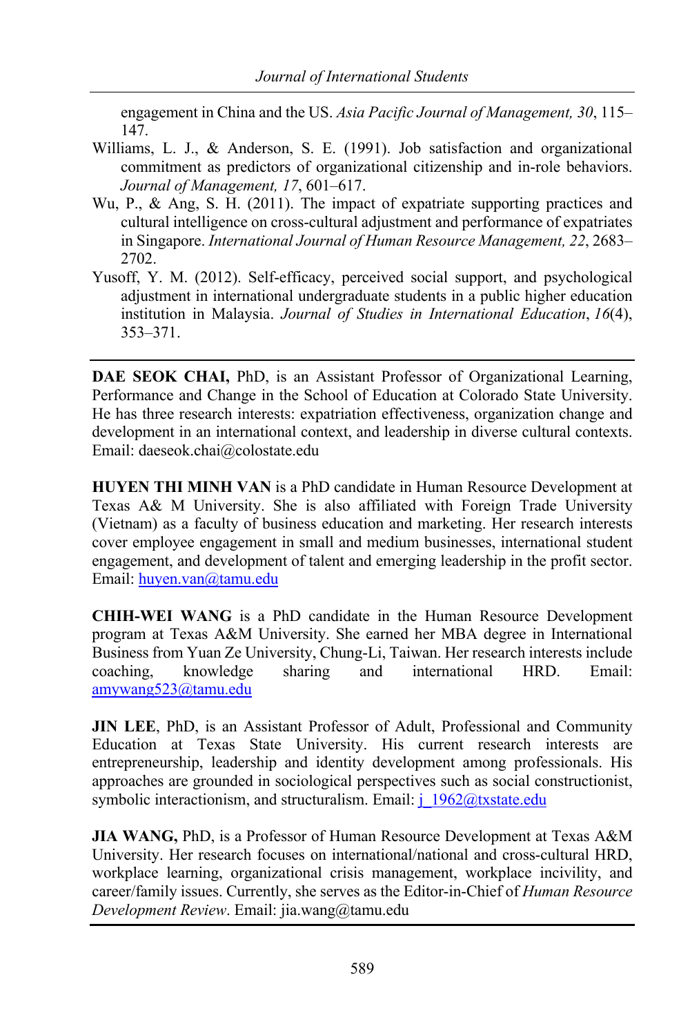engagement in China and the US. *Asia Pacific Journal of Management, 30*, 115–147.

Williams, L. J., & Anderson, S. E. (1991). Job satisfaction and organizational commitment as predictors of organizational citizenship and in-role behaviors. *Journal of Management, 17*, 601–617.

Wu, P., & Ang, S. H. (2011). The impact of expatriate supporting practices and cultural intelligence on cross-cultural adjustment and performance of expatriates in Singapore. *International Journal of Human Resource Management, 22*, 2683–2702.

Yusoff, Y. M. (2012). Self-efficacy, perceived social support, and psychological adjustment in international undergraduate students in a public higher education institution in Malaysia. *Journal of Studies in International Education*, *16*(4), 353–371.

---

**DAE SEOK CHAI,** PhD, is an Assistant Professor of Organizational Learning, Performance and Change in the School of Education at Colorado State University. He has three research interests: expatriation effectiveness, organization change and development in an international context, and leadership in diverse cultural contexts. Email: daeseok.chai@colostate.edu

**HUYEN THI MINH VAN** is a PhD candidate in Human Resource Development at Texas A& M University. She is also affiliated with Foreign Trade University (Vietnam) as a faculty of business education and marketing. Her research interests cover employee engagement in small and medium businesses, international student engagement, and development of talent and emerging leadership in the profit sector. Email: huyen.van@tamu.edu

**CHIH-WEI WANG** is a PhD candidate in the Human Resource Development program at Texas A&M University. She earned her MBA degree in International Business from Yuan Ze University, Chung-Li, Taiwan. Her research interests include coaching, knowledge sharing and international HRD. Email: amywang523@tamu.edu

**JIN LEE**, PhD, is an Assistant Professor of Adult, Professional and Community Education at Texas State University. His current research interests are entrepreneurship, leadership and identity development among professionals. His approaches are grounded in sociological perspectives such as social constructionist, symbolic interactionism, and structuralism. Email: j_1962@txstate.edu

**JIA WANG,** PhD, is a Professor of Human Resource Development at Texas A&M University. Her research focuses on international/national and cross-cultural HRD, workplace learning, organizational crisis management, workplace incivility, and career/family issues. Currently, she serves as the Editor-in-Chief of *Human Resource Development Review*. Email: jia.wang@tamu.edu